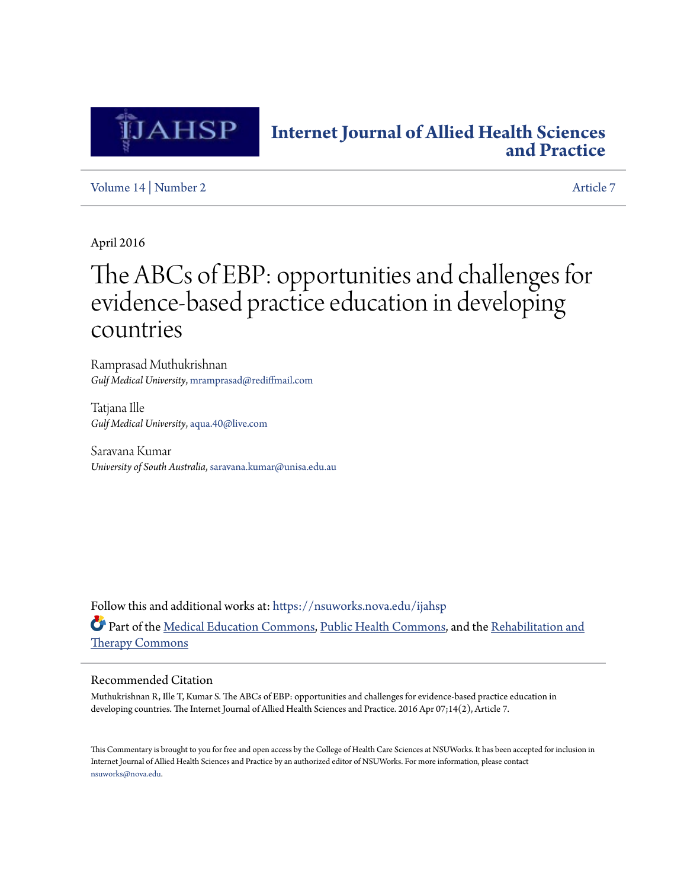# Internet Journal of Allied Health Sciences and Practice

Volume 14 | Number 2 Article 7

April 2016

# The ABCs of EBP: opportunities and challenges for evidence-based practice education in developing countries

Ramprasad Muthukrishnan
*Gulf Medical University*, mramprasad@rediffmail.com

Tatjana Ille
*Gulf Medical University*, aqua.40@live.com

Saravana Kumar
*University of South Australia*, saravana.kumar@unisa.edu.au

Follow this and additional works at: https://nsuworks.nova.edu/ijahsp

Part of the Medical Education Commons, Public Health Commons, and the Rehabilitation and Therapy Commons

## Recommended Citation

Muthukrishnan R, Ille T, Kumar S. The ABCs of EBP: opportunities and challenges for evidence-based practice education in developing countries. The Internet Journal of Allied Health Sciences and Practice. 2016 Apr 07;14(2), Article 7.

This Commentary is brought to you for free and open access by the College of Health Care Sciences at NSUWorks. It has been accepted for inclusion in Internet Journal of Allied Health Sciences and Practice by an authorized editor of NSUWorks. For more information, please contact nsuworks@nova.edu.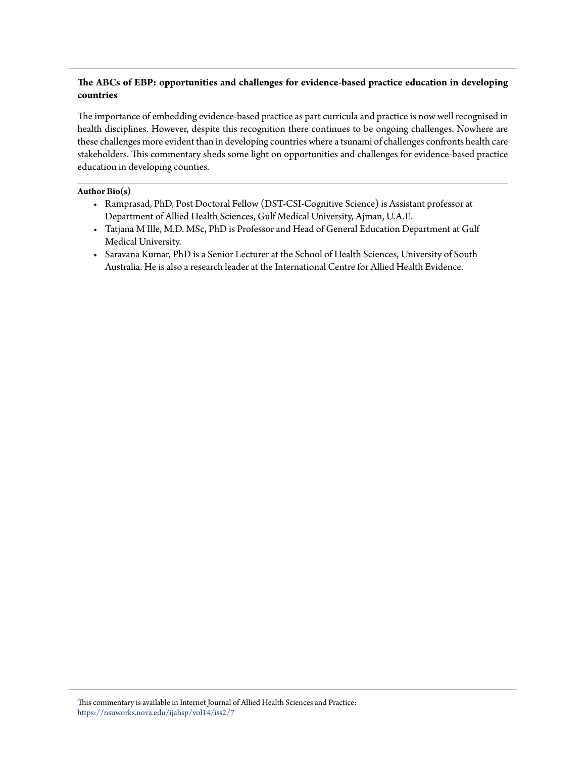**The ABCs of EBP: opportunities and challenges for evidence-based practice education in developing countries**

The importance of embedding evidence-based practice as part curricula and practice is now well recognised in health disciplines. However, despite this recognition there continues to be ongoing challenges. Nowhere are these challenges more evident than in developing countries where a tsunami of challenges confronts health care stakeholders. This commentary sheds some light on opportunities and challenges for evidence-based practice education in developing counties.

**Author Bio(s)**

- Ramprasad, PhD, Post Doctoral Fellow (DST-CSI-Cognitive Science) is Assistant professor at Department of Allied Health Sciences, Gulf Medical University, Ajman, U.A.E.
- Tatjana M Ille, M.D. MSc, PhD is Professor and Head of General Education Department at Gulf Medical University.
- Saravana Kumar, PhD is a Senior Lecturer at the School of Health Sciences, University of South Australia. He is also a research leader at the International Centre for Allied Health Evidence.

This commentary is available in Internet Journal of Allied Health Sciences and Practice: https://nsuworks.nova.edu/ijahsp/vol14/iss2/7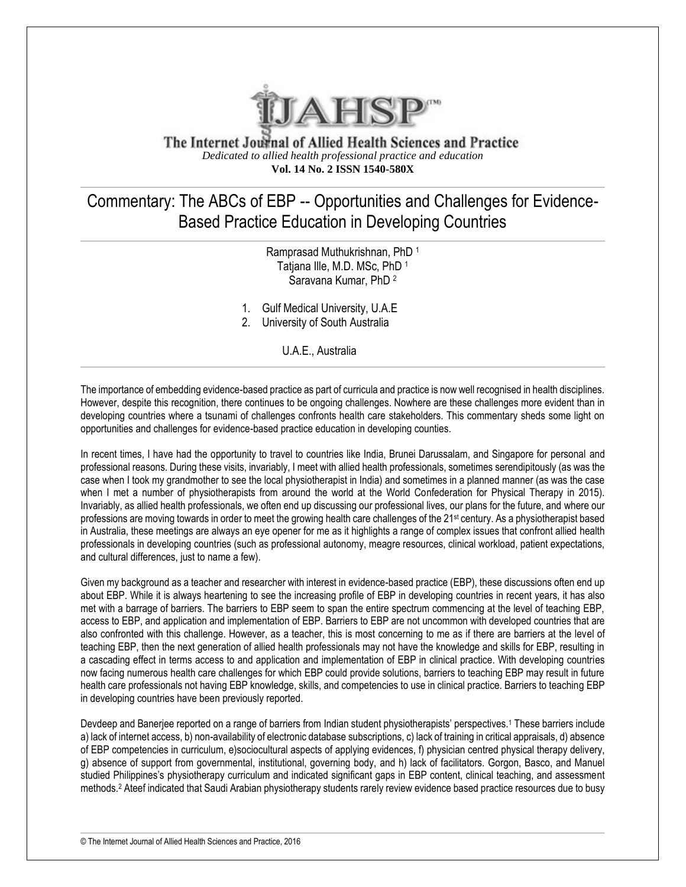The Internet Journal of Allied Health Sciences and Practice

*Dedicated to allied health professional practice and education*

**Vol. 14 No. 2 ISSN 1540-580X**

# Commentary: The ABCs of EBP -- Opportunities and Challenges for Evidence-Based Practice Education in Developing Countries

Ramprasad Muthukrishnan, PhD [1]
Tatjana Ille, M.D. MSc, PhD [1]
Saravana Kumar, PhD [2]

1. Gulf Medical University, U.A.E
2. University of South Australia

U.A.E., Australia

The importance of embedding evidence-based practice as part of curricula and practice is now well recognised in health disciplines. However, despite this recognition, there continues to be ongoing challenges. Nowhere are these challenges more evident than in developing countries where a tsunami of challenges confronts health care stakeholders. This commentary sheds some light on opportunities and challenges for evidence-based practice education in developing counties.

In recent times, I have had the opportunity to travel to countries like India, Brunei Darussalam, and Singapore for personal and professional reasons. During these visits, invariably, I meet with allied health professionals, sometimes serendipitously (as was the case when I took my grandmother to see the local physiotherapist in India) and sometimes in a planned manner (as was the case when I met a number of physiotherapists from around the world at the World Confederation for Physical Therapy in 2015). Invariably, as allied health professionals, we often end up discussing our professional lives, our plans for the future, and where our professions are moving towards in order to meet the growing health care challenges of the 21st century. As a physiotherapist based in Australia, these meetings are always an eye opener for me as it highlights a range of complex issues that confront allied health professionals in developing countries (such as professional autonomy, meagre resources, clinical workload, patient expectations, and cultural differences, just to name a few).

Given my background as a teacher and researcher with interest in evidence-based practice (EBP), these discussions often end up about EBP. While it is always heartening to see the increasing profile of EBP in developing countries in recent years, it has also met with a barrage of barriers. The barriers to EBP seem to span the entire spectrum commencing at the level of teaching EBP, access to EBP, and application and implementation of EBP. Barriers to EBP are not uncommon with developed countries that are also confronted with this challenge. However, as a teacher, this is most concerning to me as if there are barriers at the level of teaching EBP, then the next generation of allied health professionals may not have the knowledge and skills for EBP, resulting in a cascading effect in terms access to and application and implementation of EBP in clinical practice. With developing countries now facing numerous health care challenges for which EBP could provide solutions, barriers to teaching EBP may result in future health care professionals not having EBP knowledge, skills, and competencies to use in clinical practice. Barriers to teaching EBP in developing countries have been previously reported.

Devdeep and Banerjee reported on a range of barriers from Indian student physiotherapists' perspectives.[1] These barriers include a) lack of internet access, b) non-availability of electronic database subscriptions, c) lack of training in critical appraisals, d) absence of EBP competencies in curriculum, e)sociocultural aspects of applying evidences, f) physician centred physical therapy delivery, g) absence of support from governmental, institutional, governing body, and h) lack of facilitators. Gorgon, Basco, and Manuel studied Philippines's physiotherapy curriculum and indicated significant gaps in EBP content, clinical teaching, and assessment methods.[2] Ateef indicated that Saudi Arabian physiotherapy students rarely review evidence based practice resources due to busy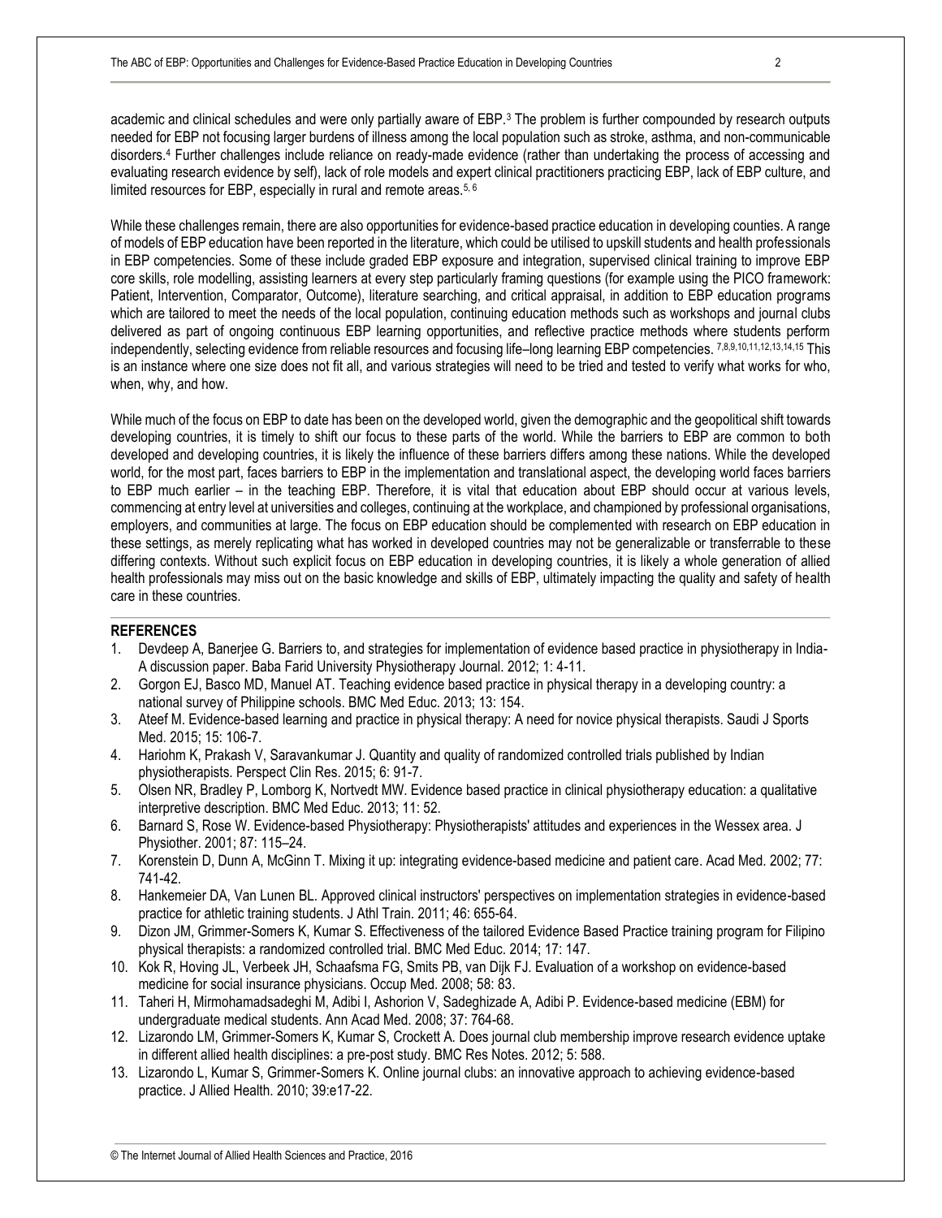academic and clinical schedules and were only partially aware of EBP.[3] The problem is further compounded by research outputs needed for EBP not focusing larger burdens of illness among the local population such as stroke, asthma, and non-communicable disorders.[4] Further challenges include reliance on ready-made evidence (rather than undertaking the process of accessing and evaluating research evidence by self), lack of role models and expert clinical practitioners practicing EBP, lack of EBP culture, and limited resources for EBP, especially in rural and remote areas.[5, 6]

While these challenges remain, there are also opportunities for evidence-based practice education in developing counties. A range of models of EBP education have been reported in the literature, which could be utilised to upskill students and health professionals in EBP competencies. Some of these include graded EBP exposure and integration, supervised clinical training to improve EBP core skills, role modelling, assisting learners at every step particularly framing questions (for example using the PICO framework: Patient, Intervention, Comparator, Outcome), literature searching, and critical appraisal, in addition to EBP education programs which are tailored to meet the needs of the local population, continuing education methods such as workshops and journal clubs delivered as part of ongoing continuous EBP learning opportunities, and reflective practice methods where students perform independently, selecting evidence from reliable resources and focusing life–long learning EBP competencies.[7,8,9,10,11,12,13,14,15] This is an instance where one size does not fit all, and various strategies will need to be tried and tested to verify what works for who, when, why, and how.

While much of the focus on EBP to date has been on the developed world, given the demographic and the geopolitical shift towards developing countries, it is timely to shift our focus to these parts of the world. While the barriers to EBP are common to both developed and developing countries, it is likely the influence of these barriers differs among these nations. While the developed world, for the most part, faces barriers to EBP in the implementation and translational aspect, the developing world faces barriers to EBP much earlier – in the teaching EBP. Therefore, it is vital that education about EBP should occur at various levels, commencing at entry level at universities and colleges, continuing at the workplace, and championed by professional organisations, employers, and communities at large. The focus on EBP education should be complemented with research on EBP education in these settings, as merely replicating what has worked in developed countries may not be generalizable or transferrable to these differing contexts. Without such explicit focus on EBP education in developing countries, it is likely a whole generation of allied health professionals may miss out on the basic knowledge and skills of EBP, ultimately impacting the quality and safety of health care in these countries.

## REFERENCES

1. Devdeep A, Banerjee G. Barriers to, and strategies for implementation of evidence based practice in physiotherapy in India- A discussion paper. Baba Farid University Physiotherapy Journal. 2012; 1: 4-11.
2. Gorgon EJ, Basco MD, Manuel AT. Teaching evidence based practice in physical therapy in a developing country: a national survey of Philippine schools. BMC Med Educ. 2013; 13: 154.
3. Ateef M. Evidence-based learning and practice in physical therapy: A need for novice physical therapists. Saudi J Sports Med. 2015; 15: 106-7.
4. Hariohm K, Prakash V, Saravankumar J. Quantity and quality of randomized controlled trials published by Indian physiotherapists. Perspect Clin Res. 2015; 6: 91-7.
5. Olsen NR, Bradley P, Lomborg K, Nortvedt MW. Evidence based practice in clinical physiotherapy education: a qualitative interpretive description. BMC Med Educ. 2013; 11: 52.
6. Barnard S, Rose W. Evidence-based Physiotherapy: Physiotherapists' attitudes and experiences in the Wessex area. J Physiother. 2001; 87: 115–24.
7. Korenstein D, Dunn A, McGinn T. Mixing it up: integrating evidence-based medicine and patient care. Acad Med. 2002; 77: 741-42.
8. Hankemeier DA, Van Lunen BL. Approved clinical instructors' perspectives on implementation strategies in evidence-based practice for athletic training students. J Athl Train. 2011; 46: 655-64.
9. Dizon JM, Grimmer-Somers K, Kumar S. Effectiveness of the tailored Evidence Based Practice training program for Filipino physical therapists: a randomized controlled trial. BMC Med Educ. 2014; 17: 147.
10. Kok R, Hoving JL, Verbeek JH, Schaafsma FG, Smits PB, van Dijk FJ. Evaluation of a workshop on evidence-based medicine for social insurance physicians. Occup Med. 2008; 58: 83.
11. Taheri H, Mirmohamadsadeghi M, Adibi I, Ashorion V, Sadeghizade A, Adibi P. Evidence-based medicine (EBM) for undergraduate medical students. Ann Acad Med. 2008; 37: 764-68.
12. Lizarondo LM, Grimmer-Somers K, Kumar S, Crockett A. Does journal club membership improve research evidence uptake in different allied health disciplines: a pre-post study. BMC Res Notes. 2012; 5: 588.
13. Lizarondo L, Kumar S, Grimmer-Somers K. Online journal clubs: an innovative approach to achieving evidence-based practice. J Allied Health. 2010; 39:e17-22.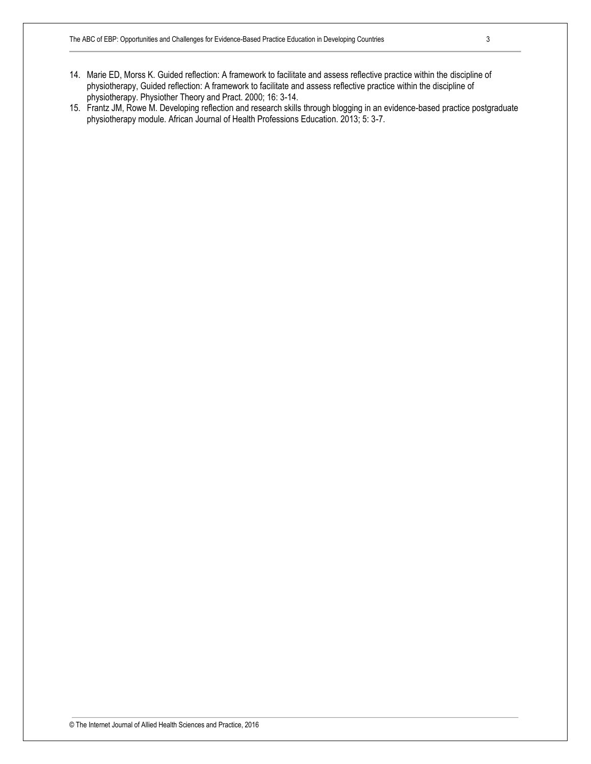14. Marie ED, Morss K. Guided reflection: A framework to facilitate and assess reflective practice within the discipline of physiotherapy, Guided reflection: A framework to facilitate and assess reflective practice within the discipline of physiotherapy. Physiother Theory and Pract. 2000; 16: 3-14.
15. Frantz JM, Rowe M. Developing reflection and research skills through blogging in an evidence-based practice postgraduate physiotherapy module. African Journal of Health Professions Education. 2013; 5: 3-7.